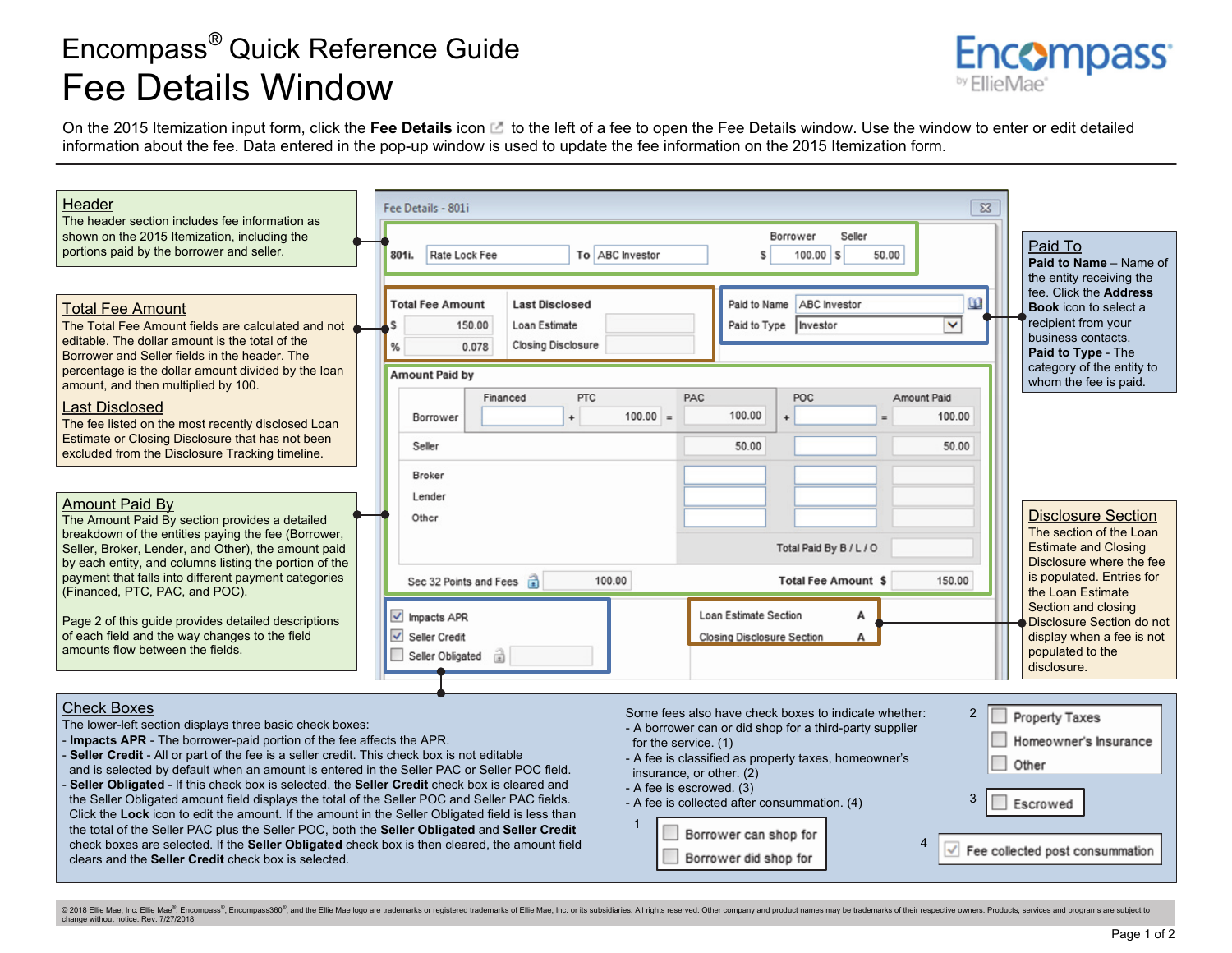# Encompass® Quick Reference Guide

# Fee Details Window

On the 2015 Itemization input form, click the **Fee Details** icon to the left of a fee to open the Fee Details window. Use the window to enter or edit detailed information about the fee. Data entered in the pop-up window is used to update the fee information on the 2015 Itemization form.

## Header

The header section includes fee information as shown on the 2015 Itemization, including the portions paid by the borrower and seller.

## Total Fee Amount

The Total Fee Amount fields are calculated and not editable. The dollar amount is the total of the Borrower and Seller fields in the header. The percentage is the dollar amount divided by the loan amount, and then multiplied by 100.

## Last Disclosed

The fee listed on the most recently disclosed Loan Estimate or Closing Disclosure that has not been excluded from the Disclosure Tracking timeline.

## Amount Paid By

The Amount Paid By section provides a detailed breakdown of the entities paying the fee (Borrower, Seller, Broker, Lender, and Other), the amount paid by each entity, and columns listing the portion of the payment that falls into different payment categories (Financed, PTC, PAC, and POC).

Page 2 of this guide provides detailed descriptions of each field and the way changes to the field amounts flow between the fields.

## Paid To

**Paid to Name** – Name of the entity receiving the fee. Click the **Address Book** icon to select a recipient from your business contacts.

**Paid to Type** - The category of the entity to whom the fee is paid.

## Disclosure Section

The section of the Loan Estimate and Closing Disclosure where the fee is populated. Entries for the Loan Estimate Section and closing Disclosure Section do not display when a fee is not populated to the disclosure.

## Check Boxes

The lower-left section displays three basic check boxes:

- **Impacts APR** - The borrower-paid portion of the fee affects the APR.
- **Seller Credit** - All or part of the fee is a seller credit. This check box is not editable and is selected by default when an amount is entered in the Seller PAC or Seller POC field.
- **Seller Obligated** - If this check box is selected, the **Seller Credit** check box is cleared and the Seller Obligated amount field displays the total of the Seller POC and Seller PAC fields. Click the **Lock** icon to edit the amount. If the amount in the Seller Obligated field is less than the total of the Seller PAC plus the Seller POC, both the **Seller Obligated** and **Seller Credit** check boxes are selected. If the **Seller Obligated** check box is then cleared, the amount field clears and the **Seller Credit** check box is selected.

Some fees also have check boxes to indicate whether:

- A borrower can or did shop for a third-party supplier for the service. (1)
- A fee is classified as property taxes, homeowner's insurance, or other. (2)
- A fee is escrowed. (3)
- A fee is collected after consummation. (4)

1: Borrower can shop for / Borrower did shop for

2: Property Taxes / Homeowner's Insurance / Other

3: Escrowed

4: Fee collected post consummation

© 2018 Ellie Mae, Inc. Ellie Mae®, Encompass®, Encompass360®, and the Ellie Mae logo are trademarks or registered trademarks of Ellie Mae, Inc. or its subsidiaries. All rights reserved. Other company and product names may be trademarks of their respective owners. Products, services and programs are subject to change without notice. Rev. 7/27/2018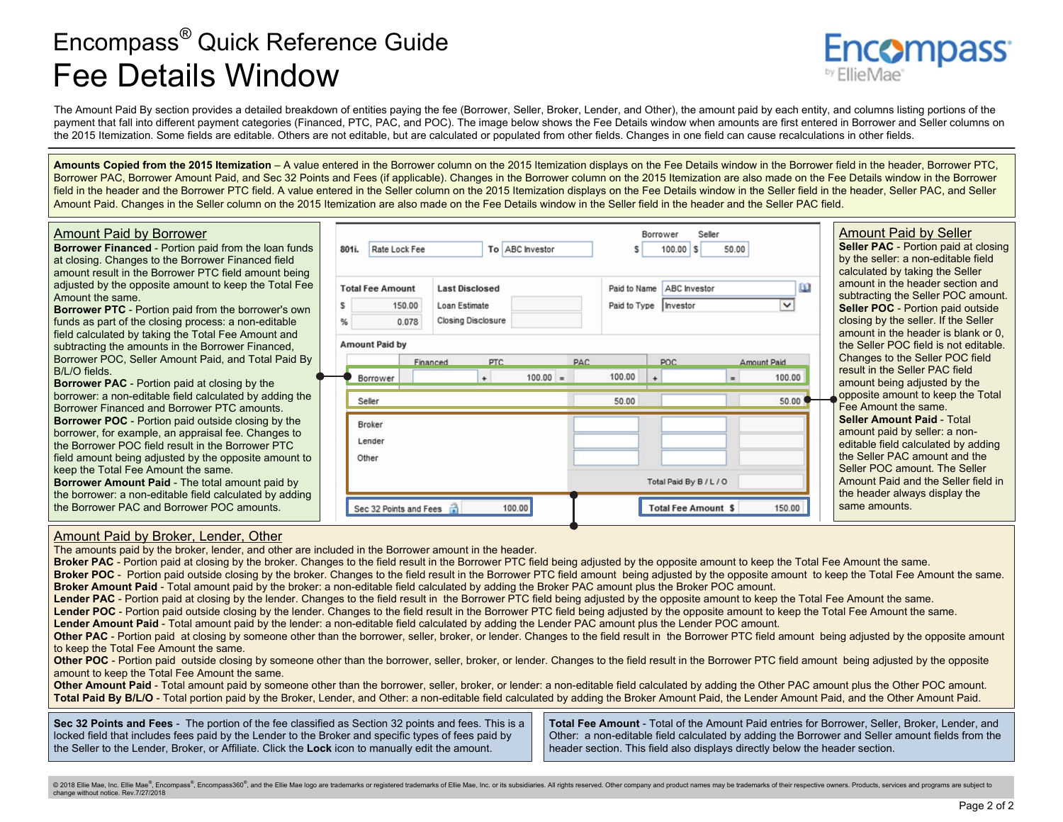# Encompass® Quick Reference Guide

# Fee Details Window

The Amount Paid By section provides a detailed breakdown of entities paying the fee (Borrower, Seller, Broker, Lender, and Other), the amount paid by each entity, and columns listing portions of the payment that fall into different payment categories (Financed, PTC, PAC, and POC). The image below shows the Fee Details window when amounts are first entered in Borrower and Seller columns on the 2015 Itemization. Some fields are editable. Others are not editable, but are calculated or populated from other fields. Changes in one field can cause recalculations in other fields.

**Amounts Copied from the 2015 Itemization** – A value entered in the Borrower column on the 2015 Itemization displays on the Fee Details window in the Borrower field in the header, Borrower PTC, Borrower PAC, Borrower Amount Paid, and Sec 32 Points and Fees (if applicable). Changes in the Borrower column on the 2015 Itemization are also made on the Fee Details window in the Borrower field in the header and the Borrower PTC field. A value entered in the Seller column on the 2015 Itemization displays on the Fee Details window in the Seller field in the header, Seller PAC, and Seller Amount Paid. Changes in the Seller column on the 2015 Itemization are also made on the Fee Details window in the Seller field in the header and the Seller PAC field.

## Amount Paid by Borrower

**Borrower Financed** - Portion paid from the loan funds at closing. Changes to the Borrower Financed field amount result in the Borrower PTC field amount being adjusted by the opposite amount to keep the Total Fee Amount the same.

**Borrower PTC** - Portion paid from the borrower's own funds as part of the closing process: a non-editable field calculated by taking the Total Fee Amount and subtracting the amounts in the Borrower Financed, Borrower POC, Seller Amount Paid, and Total Paid By B/L/O fields.

**Borrower PAC** - Portion paid at closing by the borrower: a non-editable field calculated by adding the Borrower Financed and Borrower PTC amounts.

**Borrower POC** - Portion paid outside closing by the borrower, for example, an appraisal fee. Changes to the Borrower POC field result in the Borrower PTC field amount being adjusted by the opposite amount to keep the Total Fee Amount the same.

**Borrower Amount Paid** - The total amount paid by the borrower: a non-editable field calculated by adding the Borrower PAC and Borrower POC amounts.

801i. Rate Lock Fee To ABC Investor — Borrower $ 100.00 Seller $ 50.00

Total Fee Amount: $ 150.00, % 0.078

Last Disclosed: Loan Estimate, Closing Disclosure

Paid to Name: ABC Investor
Paid to Type: Investor

Amount Paid by

| | Financed | | PTC | | PAC | | POC | | Amount Paid |
|---|---|---|---|---|---|---|---|---|---|
| Borrower | | + | 100.00 | = | 100.00 | + | | = | 100.00 |
| Seller | | | | | 50.00 | | | | 50.00 |
| Broker | | | | | | | | | |
| Lender | | | | | | | | | |
| Other | | | | | | | | | |
| | | | | | | | Total Paid By B / L / O | | |

Sec 32 Points and Fees 100.00 — Total Fee Amount $ 150.00

## Amount Paid by Seller

**Seller PAC** - Portion paid at closing by the seller: a non-editable field calculated by taking the Seller amount in the header section and subtracting the Seller POC amount.

**Seller POC** - Portion paid outside closing by the seller. If the Seller amount in the header is blank or 0, the Seller POC field is not editable. Changes to the Seller POC field result in the Seller PAC field amount being adjusted by the opposite amount to keep the Total Fee Amount the same.

**Seller Amount Paid** - Total amount paid by seller: a non-editable field calculated by adding the Seller PAC amount and the Seller POC amount. The Seller Amount Paid and the Seller field in the header always display the same amounts.

## Amount Paid by Broker, Lender, Other

The amounts paid by the broker, lender, and other are included in the Borrower amount in the header.

**Broker PAC** - Portion paid at closing by the broker. Changes to the field result in the Borrower PTC field being adjusted by the opposite amount to keep the Total Fee Amount the same.

**Broker POC** - Portion paid outside closing by the broker. Changes to the field result in the Borrower PTC field amount being adjusted by the opposite amount to keep the Total Fee Amount the same.

**Broker Amount Paid** - Total amount paid by the broker: a non-editable field calculated by adding the Broker PAC amount plus the Broker POC amount.

**Lender PAC** - Portion paid at closing by the lender. Changes to the field result in the Borrower PTC field being adjusted by the opposite amount to keep the Total Fee Amount the same.

**Lender POC** - Portion paid outside closing by the lender. Changes to the field result in the Borrower PTC field being adjusted by the opposite amount to keep the Total Fee Amount the same.

**Lender Amount Paid** - Total amount paid by the lender: a non-editable field calculated by adding the Lender PAC amount plus the Lender POC amount.

**Other PAC** - Portion paid at closing by someone other than the borrower, seller, broker, or lender. Changes to the field result in the Borrower PTC field amount being adjusted by the opposite amount to keep the Total Fee Amount the same.

**Other POC** - Portion paid outside closing by someone other than the borrower, seller, broker, or lender. Changes to the field result in the Borrower PTC field amount being adjusted by the opposite amount to keep the Total Fee Amount the same.

**Other Amount Paid** - Total amount paid by someone other than the borrower, seller, broker, or lender: a non-editable field calculated by adding the Other PAC amount plus the Other POC amount.

**Total Paid By B/L/O** - Total portion paid by the Broker, Lender, and Other: a non-editable field calculated by adding the Broker Amount Paid, the Lender Amount Paid, and the Other Amount Paid.

**Sec 32 Points and Fees** - The portion of the fee classified as Section 32 points and fees. This is a locked field that includes fees paid by the Lender to the Broker and specific types of fees paid by the Seller to the Lender, Broker, or Affiliate. Click the **Lock** icon to manually edit the amount.

**Total Fee Amount** - Total of the Amount Paid entries for Borrower, Seller, Broker, Lender, and Other: a non-editable field calculated by adding the Borrower and Seller amount fields from the header section. This field also displays directly below the header section.

© 2018 Ellie Mae, Inc. Ellie Mae®, Encompass®, Encompass360®, and the Ellie Mae logo are trademarks or registered trademarks of Ellie Mae, Inc. or its subsidiaries. All rights reserved. Other company and product names may be trademarks of their respective owners. Products, services and programs are subject to change without notice. Rev.7/27/2018